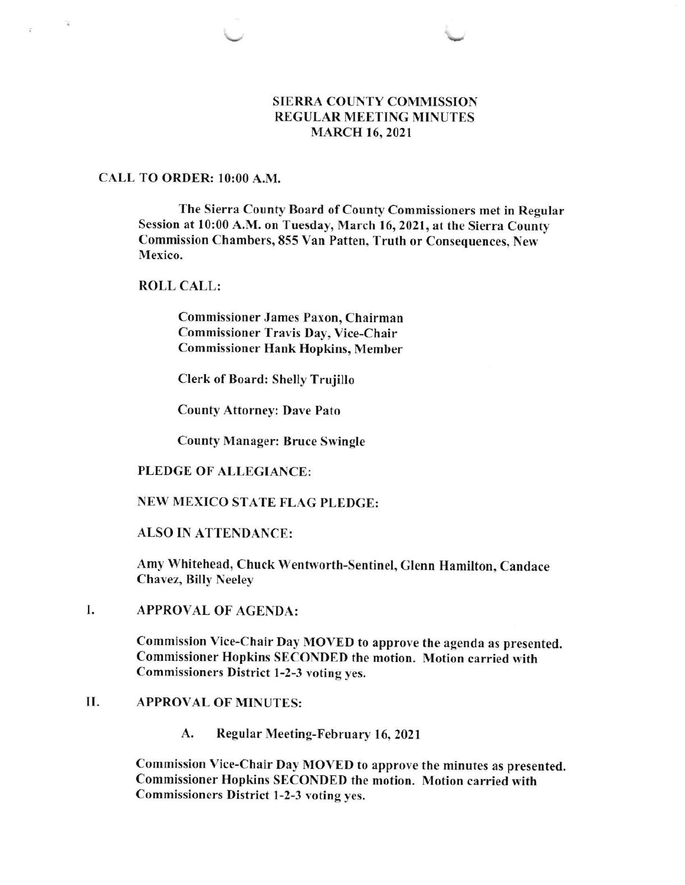# SIERRA COUNTY COMMISSION
## REGULAR MEETING MINUTES
### MARCH 16, 2021

**CALL TO ORDER: 10:00 A.M.**

**The Sierra County Board of County Commissioners met in Regular Session at 10:00 A.M. on Tuesday, March 16, 2021, at the Sierra County Commission Chambers, 855 Van Patten, Truth or Consequences, New Mexico.**

**ROLL CALL:**

**Commissioner James Paxon, Chairman**
**Commissioner Travis Day, Vice-Chair**
**Commissioner Hank Hopkins, Member**

**Clerk of Board: Shelly Trujillo**

**County Attorney: Dave Pato**

**County Manager: Bruce Swingle**

**PLEDGE OF ALLEGIANCE:**

**NEW MEXICO STATE FLAG PLEDGE:**

**ALSO IN ATTENDANCE:**

**Amy Whitehead, Chuck Wentworth-Sentinel, Glenn Hamilton, Candace Chavez, Billy Neeley**

## I. APPROVAL OF AGENDA:

**Commission Vice-Chair Day MOVED to approve the agenda as presented. Commissioner Hopkins SECONDED the motion. Motion carried with Commissioners District 1-2-3 voting yes.**

## II. APPROVAL OF MINUTES:

**A. Regular Meeting-February 16, 2021**

**Commission Vice-Chair Day MOVED to approve the minutes as presented. Commissioner Hopkins SECONDED the motion. Motion carried with Commissioners District 1-2-3 voting yes.**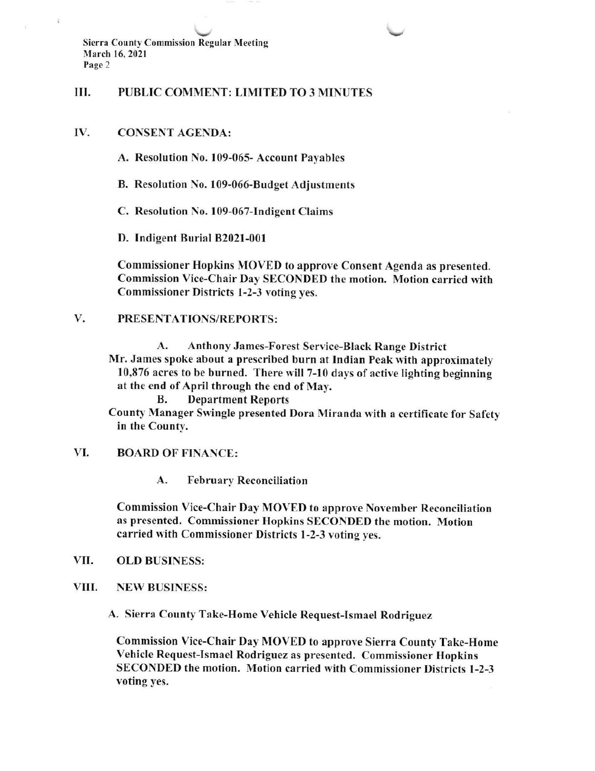## III. PUBLIC COMMENT: LIMITED TO 3 MINUTES

## IV. CONSENT AGENDA:

**A. Resolution No. 109-065- Account Payables**

**B. Resolution No. 109-066-Budget Adjustments**

**C. Resolution No. 109-067-Indigent Claims**

**D. Indigent Burial B2021-001**

**Commissioner Hopkins MOVED to approve Consent Agenda as presented. Commission Vice-Chair Day SECONDED the motion. Motion carried with Commissioner Districts 1-2-3 voting yes.**

## V. PRESENTATIONS/REPORTS:

**A. Anthony James-Forest Service-Black Range District**

**Mr. James spoke about a prescribed burn at Indian Peak with approximately 10,876 acres to be burned. There will 7-10 days of active lighting beginning at the end of April through the end of May.**

**B. Department Reports**

**County Manager Swingle presented Dora Miranda with a certificate for Safety in the County.**

## VI. BOARD OF FINANCE:

**A. February Reconciliation**

**Commission Vice-Chair Day MOVED to approve November Reconciliation as presented. Commissioner Hopkins SECONDED the motion. Motion carried with Commissioner Districts 1-2-3 voting yes.**

## VII. OLD BUSINESS:

## VIII. NEW BUSINESS:

**A. Sierra County Take-Home Vehicle Request-Ismael Rodriguez**

**Commission Vice-Chair Day MOVED to approve Sierra County Take-Home Vehicle Request-Ismael Rodriguez as presented. Commissioner Hopkins SECONDED the motion. Motion carried with Commissioner Districts 1-2-3 voting yes.**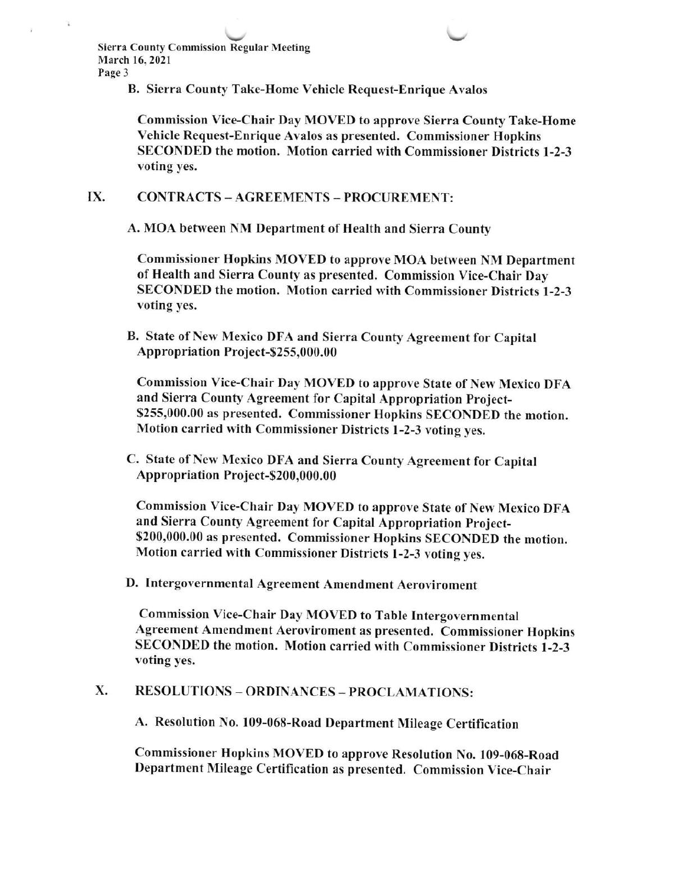B. Sierra County Take-Home Vehicle Request-Enrique Avalos

**Commission Vice-Chair Day MOVED to approve Sierra County Take-Home Vehicle Request-Enrique Avalos as presented. Commissioner Hopkins SECONDED the motion. Motion carried with Commissioner Districts 1-2-3 voting yes.**

## IX. CONTRACTS – AGREEMENTS – PROCUREMENT:

A. MOA between NM Department of Health and Sierra County

**Commissioner Hopkins MOVED to approve MOA between NM Department of Health and Sierra County as presented. Commission Vice-Chair Day SECONDED the motion. Motion carried with Commissioner Districts 1-2-3 voting yes.**

B. State of New Mexico DFA and Sierra County Agreement for Capital Appropriation Project-$255,000.00

**Commission Vice-Chair Day MOVED to approve State of New Mexico DFA and Sierra County Agreement for Capital Appropriation Project-$255,000.00 as presented. Commissioner Hopkins SECONDED the motion. Motion carried with Commissioner Districts 1-2-3 voting yes.**

C. State of New Mexico DFA and Sierra County Agreement for Capital Appropriation Project-$200,000.00

**Commission Vice-Chair Day MOVED to approve State of New Mexico DFA and Sierra County Agreement for Capital Appropriation Project-$200,000.00 as presented. Commissioner Hopkins SECONDED the motion. Motion carried with Commissioner Districts 1-2-3 voting yes.**

D. Intergovernmental Agreement Amendment Aeroviroment

**Commission Vice-Chair Day MOVED to Table Intergovernmental Agreement Amendment Aeroviroment as presented. Commissioner Hopkins SECONDED the motion. Motion carried with Commissioner Districts 1-2-3 voting yes.**

## X. RESOLUTIONS – ORDINANCES – PROCLAMATIONS:

A. Resolution No. 109-068-Road Department Mileage Certification

**Commissioner Hopkins MOVED to approve Resolution No. 109-068-Road Department Mileage Certification as presented. Commission Vice-Chair**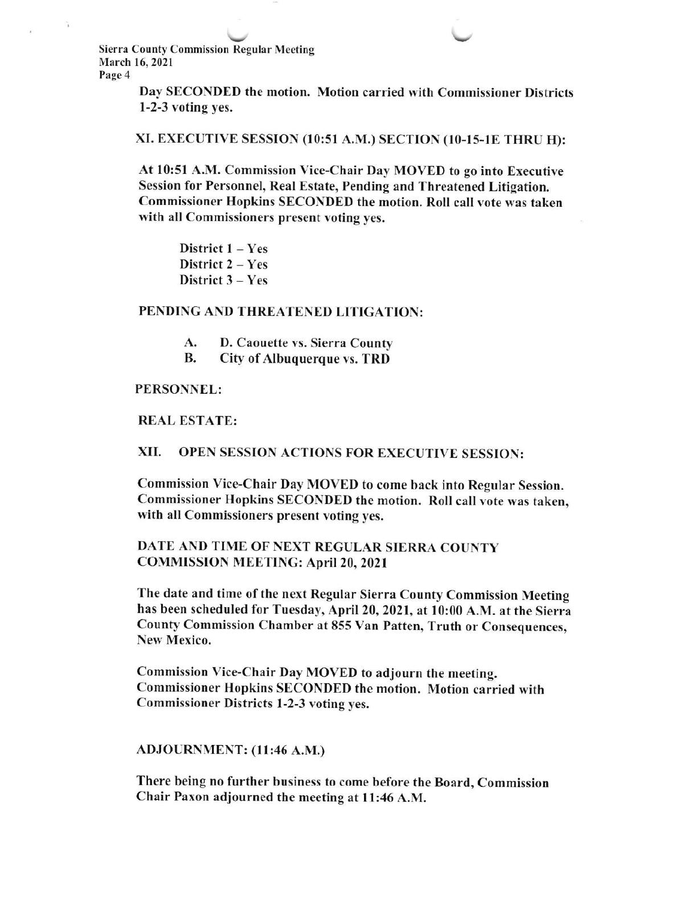**Day SECONDED the motion. Motion carried with Commissioner Districts 1-2-3 voting yes.**

## XI. EXECUTIVE SESSION (10:51 A.M.) SECTION (10-15-1E THRU H):

**At 10:51 A.M. Commission Vice-Chair Day MOVED to go into Executive Session for Personnel, Real Estate, Pending and Threatened Litigation. Commissioner Hopkins SECONDED the motion. Roll call vote was taken with all Commissioners present voting yes.**

**District 1 – Yes**
**District 2 – Yes**
**District 3 – Yes**

### PENDING AND THREATENED LITIGATION:

A. **D. Caouette vs. Sierra County**
B. **City of Albuquerque vs. TRD**

### PERSONNEL:

### REAL ESTATE:

## XII. OPEN SESSION ACTIONS FOR EXECUTIVE SESSION:

**Commission Vice-Chair Day MOVED to come back into Regular Session. Commissioner Hopkins SECONDED the motion. Roll call vote was taken, with all Commissioners present voting yes.**

### DATE AND TIME OF NEXT REGULAR SIERRA COUNTY COMMISSION MEETING: April 20, 2021

**The date and time of the next Regular Sierra County Commission Meeting has been scheduled for Tuesday, April 20, 2021, at 10:00 A.M. at the Sierra County Commission Chamber at 855 Van Patten, Truth or Consequences, New Mexico.**

**Commission Vice-Chair Day MOVED to adjourn the meeting. Commissioner Hopkins SECONDED the motion. Motion carried with Commissioner Districts 1-2-3 voting yes.**

### ADJOURNMENT: (11:46 A.M.)

**There being no further business to come before the Board, Commission Chair Paxon adjourned the meeting at 11:46 A.M.**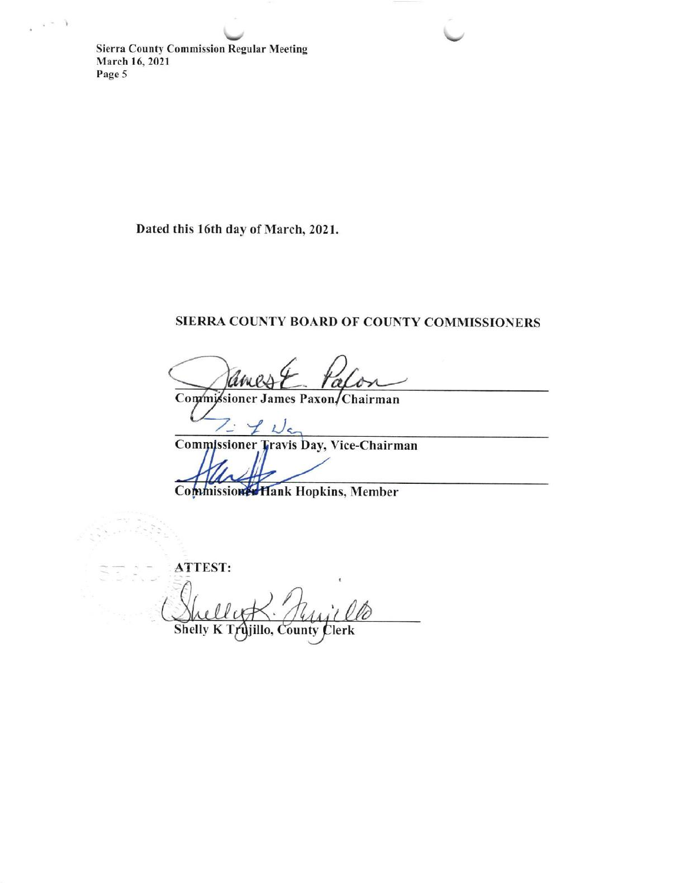Dated this 16th day of March, 2021.

**SIERRA COUNTY BOARD OF COUNTY COMMISSIONERS**

Commissioner James Paxon, Chairman

Commissioner Travis Day, Vice-Chairman

Commissioner Hank Hopkins, Member

**ATTEST:**

Shelly K Trujillo, County Clerk